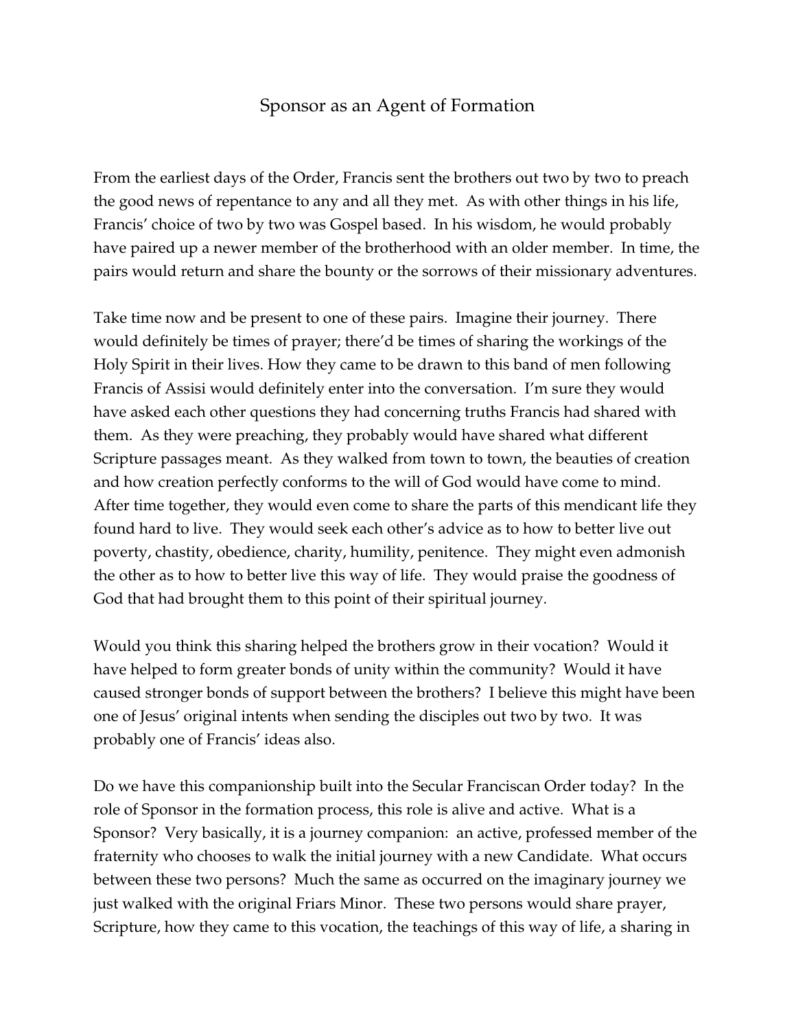# Sponsor as an Agent of Formation

From the earliest days of the Order, Francis sent the brothers out two by two to preach the good news of repentance to any and all they met. As with other things in his life, Francis' choice of two by two was Gospel based. In his wisdom, he would probably have paired up a newer member of the brotherhood with an older member. In time, the pairs would return and share the bounty or the sorrows of their missionary adventures.

Take time now and be present to one of these pairs. Imagine their journey. There would definitely be times of prayer; there'd be times of sharing the workings of the Holy Spirit in their lives. How they came to be drawn to this band of men following Francis of Assisi would definitely enter into the conversation. I'm sure they would have asked each other questions they had concerning truths Francis had shared with them. As they were preaching, they probably would have shared what different Scripture passages meant. As they walked from town to town, the beauties of creation and how creation perfectly conforms to the will of God would have come to mind. After time together, they would even come to share the parts of this mendicant life they found hard to live. They would seek each other's advice as to how to better live out poverty, chastity, obedience, charity, humility, penitence. They might even admonish the other as to how to better live this way of life. They would praise the goodness of God that had brought them to this point of their spiritual journey.

Would you think this sharing helped the brothers grow in their vocation? Would it have helped to form greater bonds of unity within the community? Would it have caused stronger bonds of support between the brothers? I believe this might have been one of Jesus' original intents when sending the disciples out two by two. It was probably one of Francis' ideas also.

Do we have this companionship built into the Secular Franciscan Order today? In the role of Sponsor in the formation process, this role is alive and active. What is a Sponsor? Very basically, it is a journey companion: an active, professed member of the fraternity who chooses to walk the initial journey with a new Candidate. What occurs between these two persons? Much the same as occurred on the imaginary journey we just walked with the original Friars Minor. These two persons would share prayer, Scripture, how they came to this vocation, the teachings of this way of life, a sharing in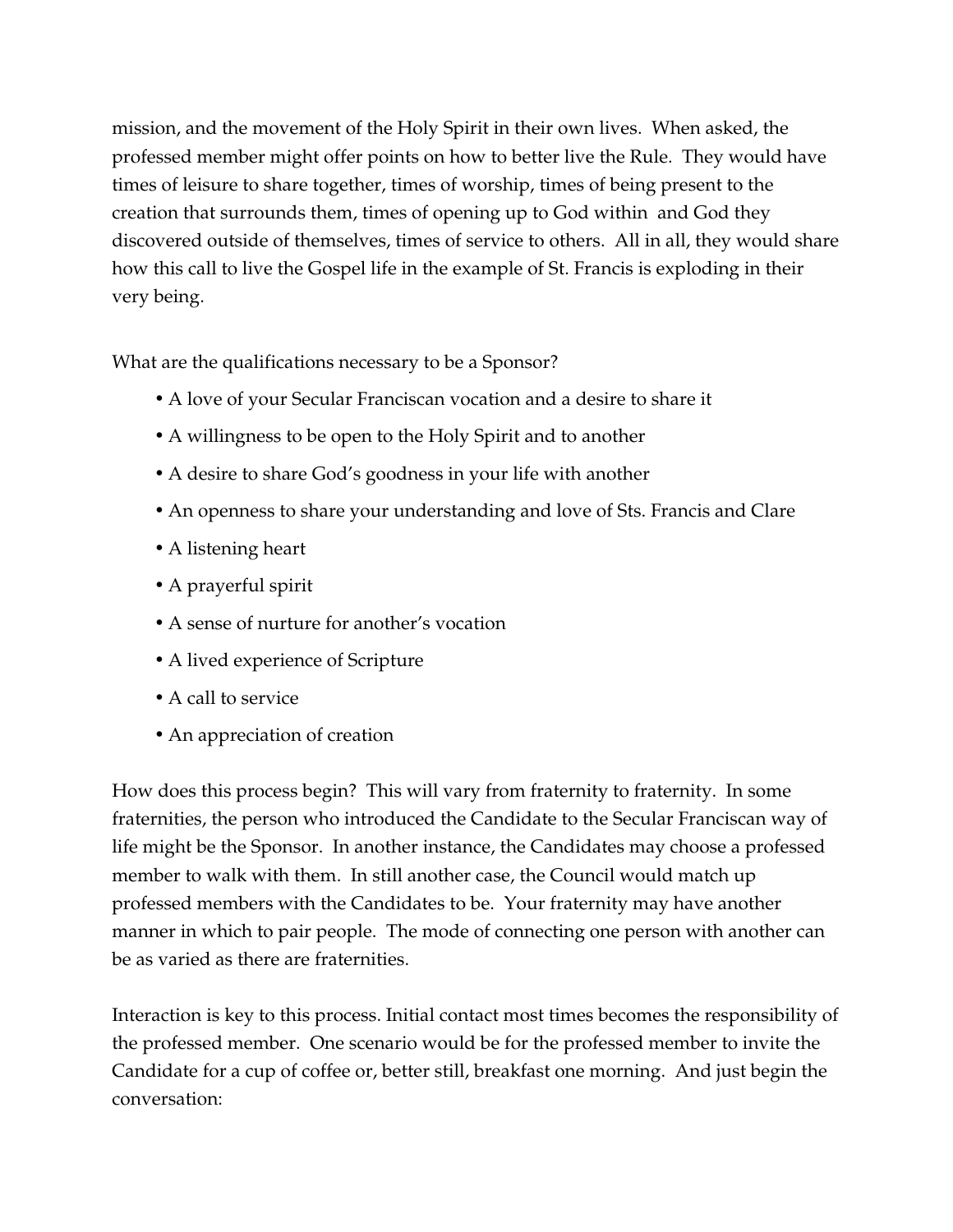mission, and the movement of the Holy Spirit in their own lives. When asked, the professed member might offer points on how to better live the Rule. They would have times of leisure to share together, times of worship, times of being present to the creation that surrounds them, times of opening up to God within and God they discovered outside of themselves, times of service to others. All in all, they would share how this call to live the Gospel life in the example of St. Francis is exploding in their very being.

What are the qualifications necessary to be a Sponsor?

- A love of your Secular Franciscan vocation and a desire to share it
- A willingness to be open to the Holy Spirit and to another
- A desire to share God's goodness in your life with another
- An openness to share your understanding and love of Sts. Francis and Clare
- A listening heart
- A prayerful spirit
- A sense of nurture for another's vocation
- A lived experience of Scripture
- A call to service
- An appreciation of creation

How does this process begin? This will vary from fraternity to fraternity. In some fraternities, the person who introduced the Candidate to the Secular Franciscan way of life might be the Sponsor. In another instance, the Candidates may choose a professed member to walk with them. In still another case, the Council would match up professed members with the Candidates to be. Your fraternity may have another manner in which to pair people. The mode of connecting one person with another can be as varied as there are fraternities.

Interaction is key to this process. Initial contact most times becomes the responsibility of the professed member. One scenario would be for the professed member to invite the Candidate for a cup of coffee or, better still, breakfast one morning. And just begin the conversation: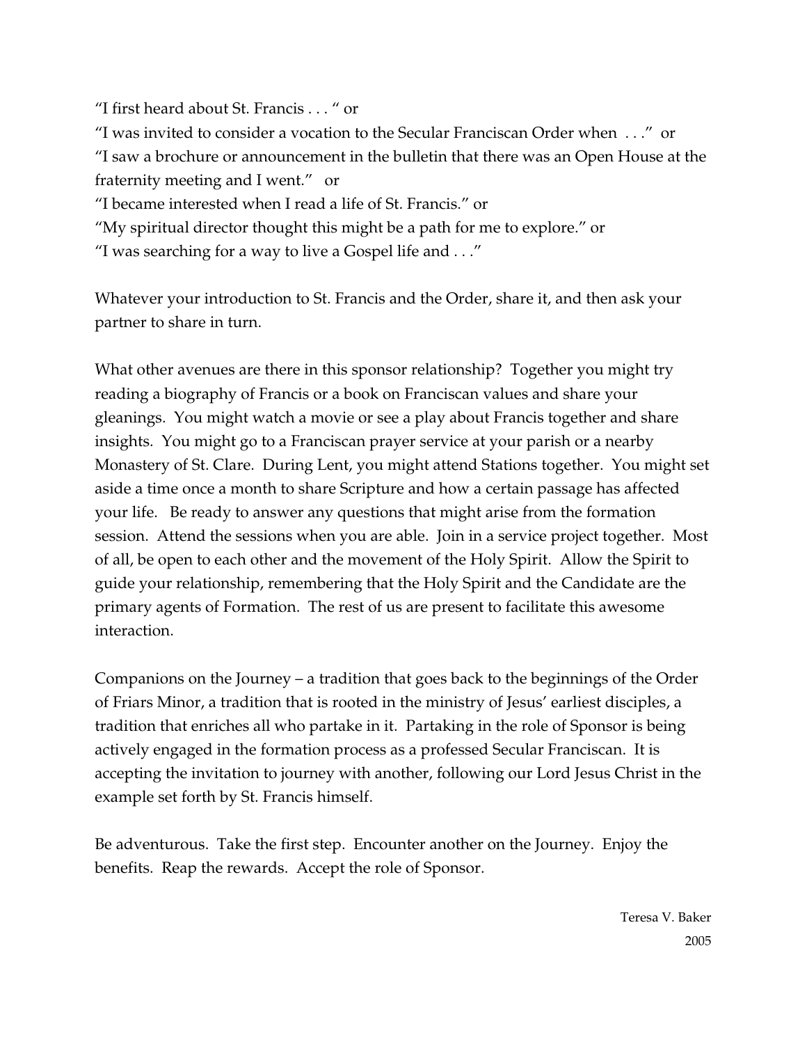"I first heard about St. Francis . . . " or

"I was invited to consider a vocation to the Secular Franciscan Order when . . ." or

"I saw a brochure or announcement in the bulletin that there was an Open House at the fraternity meeting and I went." or

"I became interested when I read a life of St. Francis." or

"My spiritual director thought this might be a path for me to explore." or

"I was searching for a way to live a Gospel life and . . ."

Whatever your introduction to St. Francis and the Order, share it, and then ask your partner to share in turn.

What other avenues are there in this sponsor relationship? Together you might try reading a biography of Francis or a book on Franciscan values and share your gleanings. You might watch a movie or see a play about Francis together and share insights. You might go to a Franciscan prayer service at your parish or a nearby Monastery of St. Clare. During Lent, you might attend Stations together. You might set aside a time once a month to share Scripture and how a certain passage has affected your life. Be ready to answer any questions that might arise from the formation session. Attend the sessions when you are able. Join in a service project together. Most of all, be open to each other and the movement of the Holy Spirit. Allow the Spirit to guide your relationship, remembering that the Holy Spirit and the Candidate are the primary agents of Formation. The rest of us are present to facilitate this awesome interaction.

Companions on the Journey – a tradition that goes back to the beginnings of the Order of Friars Minor, a tradition that is rooted in the ministry of Jesus' earliest disciples, a tradition that enriches all who partake in it. Partaking in the role of Sponsor is being actively engaged in the formation process as a professed Secular Franciscan. It is accepting the invitation to journey with another, following our Lord Jesus Christ in the example set forth by St. Francis himself.

Be adventurous. Take the first step. Encounter another on the Journey. Enjoy the benefits. Reap the rewards. Accept the role of Sponsor.

Teresa V. Baker
2005